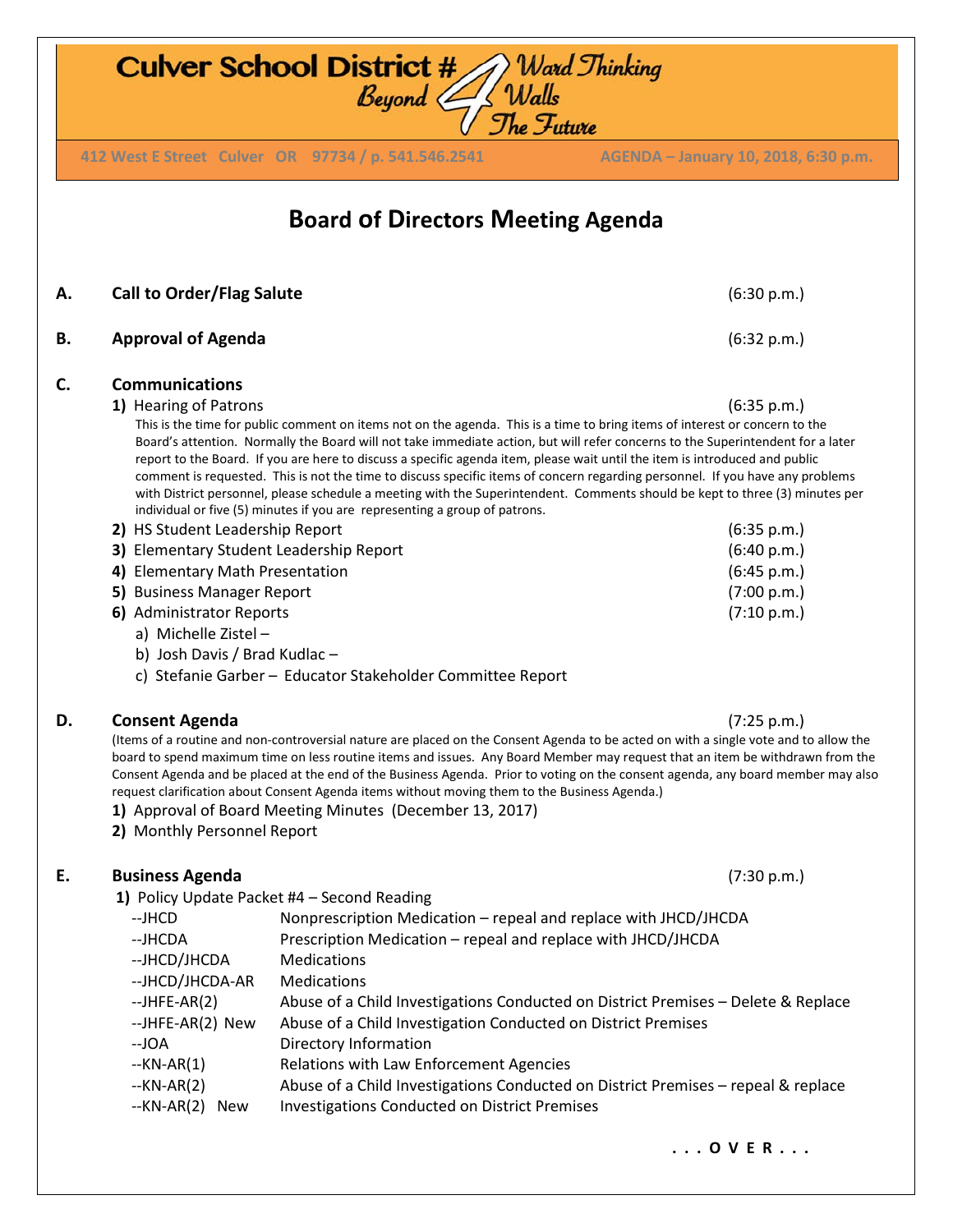Culver School District # 4 Ward Thinking Beyond Walls The Future

412 West E Street Culver OR 97734 / p. 541.546.2541 AGENDA – January 10, 2018, 6:30 p.m.

# Board of Directors Meeting Agenda

**A. Call to Order/Flag Salute** (6:30 p.m.)

**B. Approval of Agenda** (6:32 p.m.)

**C. Communications**

**1)** Hearing of Patrons (6:35 p.m.)

This is the time for public comment on items not on the agenda. This is a time to bring items of interest or concern to the Board's attention. Normally the Board will not take immediate action, but will refer concerns to the Superintendent for a later report to the Board. If you are here to discuss a specific agenda item, please wait until the item is introduced and public comment is requested. This is not the time to discuss specific items of concern regarding personnel. If you have any problems with District personnel, please schedule a meeting with the Superintendent. Comments should be kept to three (3) minutes per individual or five (5) minutes if you are representing a group of patrons.

**2)** HS Student Leadership Report (6:35 p.m.)

**3)** Elementary Student Leadership Report (6:40 p.m.)

**4)** Elementary Math Presentation (6:45 p.m.)

**5)** Business Manager Report (7:00 p.m.)

**6)** Administrator Reports (7:10 p.m.)

a) Michelle Zistel –

b) Josh Davis / Brad Kudlac –

c) Stefanie Garber – Educator Stakeholder Committee Report

**D. Consent Agenda** (7:25 p.m.)

(Items of a routine and non-controversial nature are placed on the Consent Agenda to be acted on with a single vote and to allow the board to spend maximum time on less routine items and issues. Any Board Member may request that an item be withdrawn from the Consent Agenda and be placed at the end of the Business Agenda. Prior to voting on the consent agenda, any board member may also request clarification about Consent Agenda items without moving them to the Business Agenda.)

**1)** Approval of Board Meeting Minutes (December 13, 2017)

**2)** Monthly Personnel Report

**E. Business Agenda** (7:30 p.m.)

**1)** Policy Update Packet #4 – Second Reading

| | |
|---|---|
| --JHCD | Nonprescription Medication – repeal and replace with JHCD/JHCDA |
| --JHCDA | Prescription Medication – repeal and replace with JHCD/JHCDA |
| --JHCD/JHCDA | Medications |
| --JHCD/JHCDA-AR | Medications |
| --JHFE-AR(2) | Abuse of a Child Investigations Conducted on District Premises – Delete & Replace |
| --JHFE-AR(2) New | Abuse of a Child Investigation Conducted on District Premises |
| --JOA | Directory Information |
| --KN-AR(1) | Relations with Law Enforcement Agencies |
| --KN-AR(2) | Abuse of a Child Investigations Conducted on District Premises – repeal & replace |
| --KN-AR(2) New | Investigations Conducted on District Premises |

. . . O V E R . . .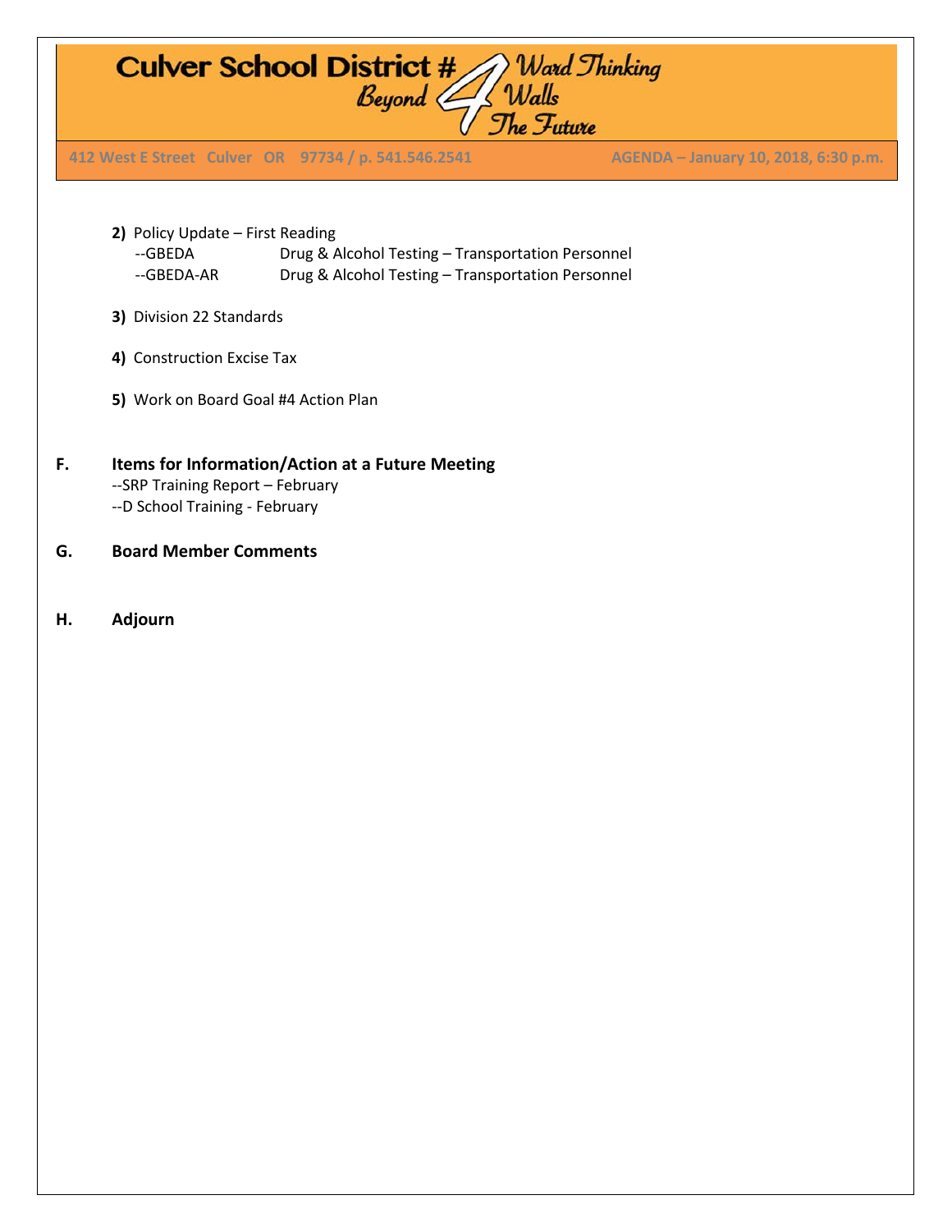**2)** Policy Update – First Reading
--GBEDA Drug & Alcohol Testing – Transportation Personnel
--GBEDA-AR Drug & Alcohol Testing – Transportation Personnel

**3)** Division 22 Standards

**4)** Construction Excise Tax

**5)** Work on Board Goal #4 Action Plan

**F. Items for Information/Action at a Future Meeting**
--SRP Training Report – February
--D School Training - February

**G. Board Member Comments**

**H. Adjourn**